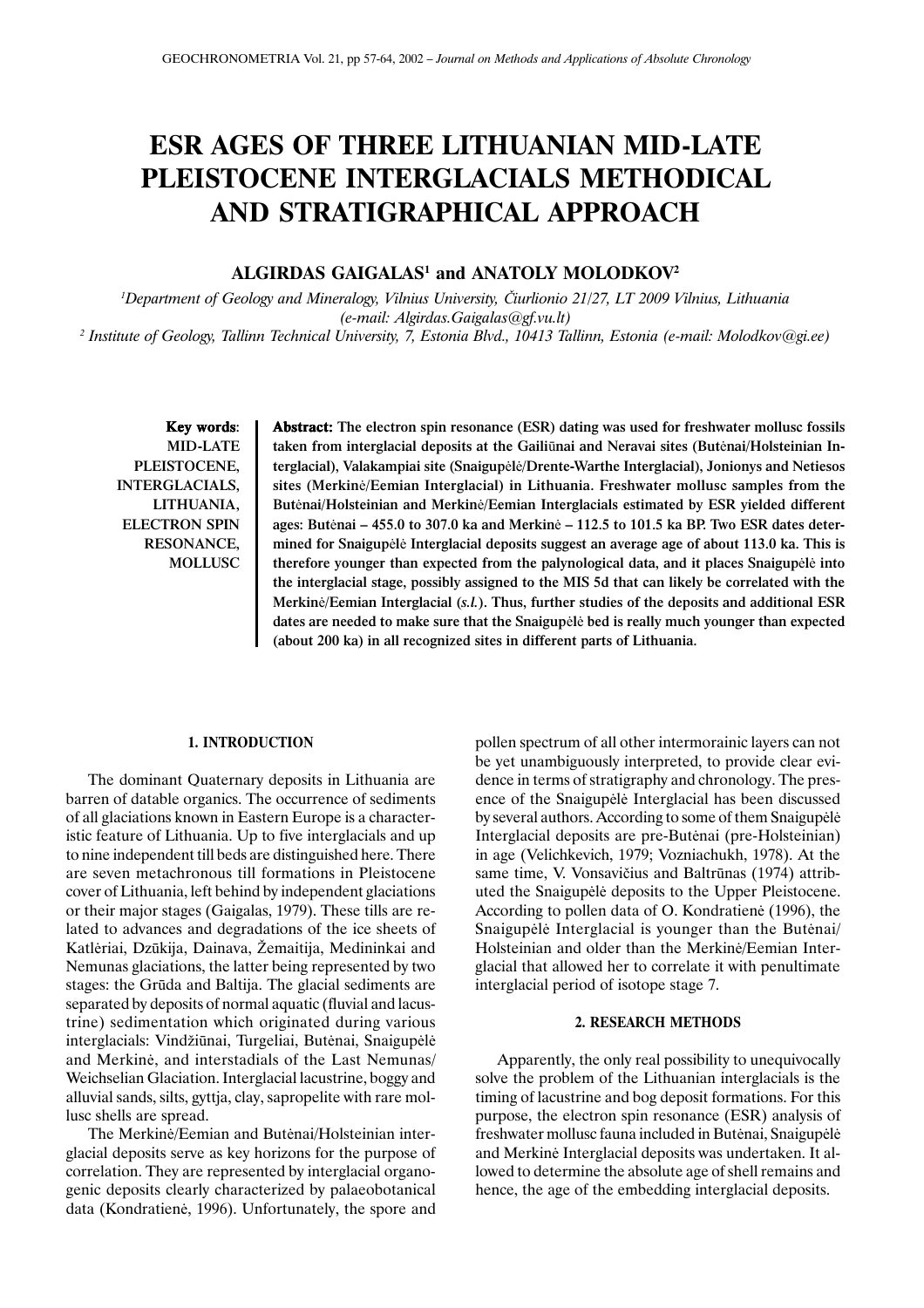# ESR AGES OF THREE LITHUANIAN MID-LATE PLEISTOCENE INTERGLACIALS METHODICAL AND STRATIGRAPHICAL APPROACH

**ALGIRDAS GAIGALAS[1] and ANATOLY MOLODKOV[2]**

[1] *Department of Geology and Mineralogy, Vilnius University, Čiurlionio 21/27, LT 2009 Vilnius, Lithuania (e-mail: Algirdas.Gaigalas@gf.vu.lt)*

[2] *Institute of Geology, Tallinn Technical University, 7, Estonia Blvd., 10413 Tallinn, Estonia (e-mail: Molodkov@gi.ee)*

**Key words:** MID-LATE PLEISTOCENE, INTERGLACIALS, LITHUANIA, ELECTRON SPIN RESONANCE, MOLLUSC

**Abstract:** The electron spin resonance (ESR) dating was used for freshwater mollusc fossils taken from interglacial deposits at the Gailiūnai and Neravai sites (Butėnai/Holsteinian Interglacial), Valakampiai site (Snaigupėlė/Drente-Warthe Interglacial), Jonionys and Netiesos sites (Merkinė/Eemian Interglacial) in Lithuania. Freshwater mollusc samples from the Butėnai/Holsteinian and Merkinė/Eemian Interglacials estimated by ESR yielded different ages: Butėnai – 455.0 to 307.0 ka and Merkinė – 112.5 to 101.5 ka BP. Two ESR dates determined for Snaigupėlė Interglacial deposits suggest an average age of about 113.0 ka. This is therefore younger than expected from the palynological data, and it places Snaigupėlė into the interglacial stage, possibly assigned to the MIS 5d that can likely be correlated with the Merkinė/Eemian Interglacial (*s.l.*). Thus, further studies of the deposits and additional ESR dates are needed to make sure that the Snaigupėlė bed is really much younger than expected (about 200 ka) in all recognized sites in different parts of Lithuania.

## 1. INTRODUCTION

The dominant Quaternary deposits in Lithuania are barren of datable organics. The occurrence of sediments of all glaciations known in Eastern Europe is a characteristic feature of Lithuania. Up to five interglacials and up to nine independent till beds are distinguished here. There are seven metachronous till formations in Pleistocene cover of Lithuania, left behind by independent glaciations or their major stages (Gaigalas, 1979). These tills are related to advances and degradations of the ice sheets of Katlėriai, Dzūkija, Dainava, Žemaitija, Medininkai and Nemunas glaciations, the latter being represented by two stages: the Grūda and Baltija. The glacial sediments are separated by deposits of normal aquatic (fluvial and lacustrine) sedimentation which originated during various interglacials: Vindžiūnai, Turgeliai, Butėnai, Snaigupėlė and Merkinė, and interstadials of the Last Nemunas/Weichselian Glaciation. Interglacial lacustrine, boggy and alluvial sands, silts, gyttja, clay, sapropelite with rare mollusc shells are spread.

The Merkinė/Eemian and Butėnai/Holsteinian interglacial deposits serve as key horizons for the purpose of correlation. They are represented by interglacial organogenic deposits clearly characterized by palaeobotanical data (Kondratienė, 1996). Unfortunately, the spore and pollen spectrum of all other intermorainic layers can not be yet unambiguously interpreted, to provide clear evidence in terms of stratigraphy and chronology. The presence of the Snaigupėlė Interglacial has been discussed by several authors. According to some of them Snaigupėlė Interglacial deposits are pre-Butėnai (pre-Holsteinian) in age (Velichkevich, 1979; Vozniachukh, 1978). At the same time, V. Vonsavičius and Baltrūnas (1974) attributed the Snaigupėlė deposits to the Upper Pleistocene. According to pollen data of O. Kondratienė (1996), the Snaigupėlė Interglacial is younger than the Butėnai/Holsteinian and older than the Merkinė/Eemian Interglacial that allowed her to correlate it with penultimate interglacial period of isotope stage 7.

## 2. RESEARCH METHODS

Apparently, the only real possibility to unequivocally solve the problem of the Lithuanian interglacials is the timing of lacustrine and bog deposit formations. For this purpose, the electron spin resonance (ESR) analysis of freshwater mollusc fauna included in Butėnai, Snaigupėlė and Merkinė Interglacial deposits was undertaken. It allowed to determine the absolute age of shell remains and hence, the age of the embedding interglacial deposits.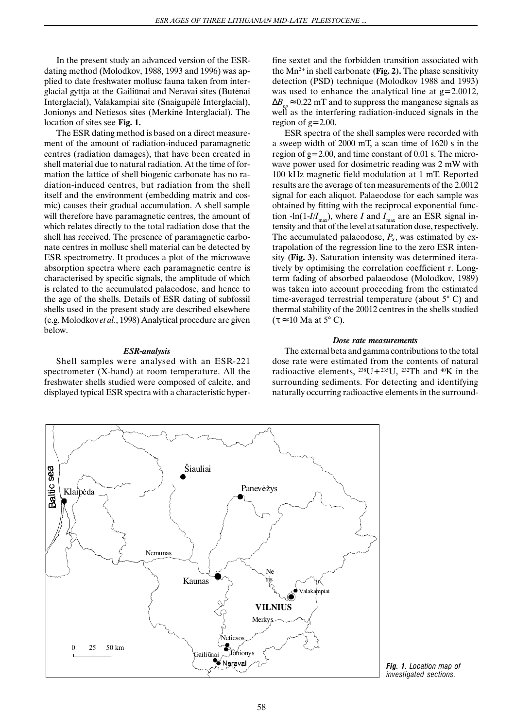In the present study an advanced version of the ESR-dating method (Molodkov, 1988, 1993 and 1996) was applied to date freshwater mollusc fauna taken from interglacial gyttja at the Gailiūnai and Neravai sites (Butėnai Interglacial), Valakampiai site (Snaigupėlė Interglacial), Jonionys and Netiesos sites (Merkinė Interglacial). The location of sites see **Fig. 1.**

The ESR dating method is based on a direct measurement of the amount of radiation-induced paramagnetic centres (radiation damages), that have been created in shell material due to natural radiation. At the time of formation the lattice of shell biogenic carbonate has no radiation-induced centres, but radiation from the shell itself and the environment (embedding matrix and cosmic) causes their gradual accumulation. A shell sample will therefore have paramagnetic centres, the amount of which relates directly to the total radiation dose that the shell has received. The presence of paramagnetic carbonate centres in mollusc shell material can be detected by ESR spectrometry. It produces a plot of the microwave absorption spectra where each paramagnetic centre is characterised by specific signals, the amplitude of which is related to the accumulated palaeodose, and hence to the age of the shells. Details of ESR dating of subfossil shells used in the present study are described elsewhere (e.g. Molodkov *et al.*, 1998) Analytical procedure are given below.

### *ESR-analysis*

Shell samples were analysed with an ESR-221 spectrometer (X-band) at room temperature. All the freshwater shells studied were composed of calcite, and displayed typical ESR spectra with a characteristic hyperfine sextet and the forbidden transition associated with the $Mn^{2+}$ in shell carbonate **(Fig. 2).** The phase sensitivity detection (PSD) technique (Molodkov 1988 and 1993) was used to enhance the analytical line at g=2.0012, $\Delta B_{pp} \approx 0.22$ mT and to suppress the manganese signals as well as the interfering radiation-induced signals in the region of g=2.00.

ESR spectra of the shell samples were recorded with a sweep width of 2000 mT, a scan time of 1620 s in the region of g=2.00, and time constant of 0.01 s. The microwave power used for dosimetric reading was 2 mW with 100 kHz magnetic field modulation at 1 mT. Reported results are the average of ten measurements of the 2.0012 signal for each aliquot. Palaeodose for each sample was obtained by fitting with the reciprocal exponential function $-\ln(1-I/I_{max})$, where $I$ and $I_{max}$ are an ESR signal intensity and that of the level at saturation dose, respectively. The accumulated palaeodose, $P_s$, was estimated by extrapolation of the regression line to the zero ESR intensity **(Fig. 3).** Saturation intensity was determined iteratively by optimising the correlation coefficient r. Long-term fading of absorbed palaeodose (Molodkov, 1989) was taken into account proceeding from the estimated time-averaged terrestrial temperature (about 5° C) and thermal stability of the 20012 centres in the shells studied ($\tau \approx 10$ Ma at 5° C).

### *Dose rate measurements*

The external beta and gamma contributions to the total dose rate were estimated from the contents of natural radioactive elements, $^{238}U+^{235}U$, $^{232}Th$ and $^{40}K$ in the surrounding sediments. For detecting and identifying naturally occurring radioactive elements in the surround-

***Fig. 1.** Location map of investigated sections.*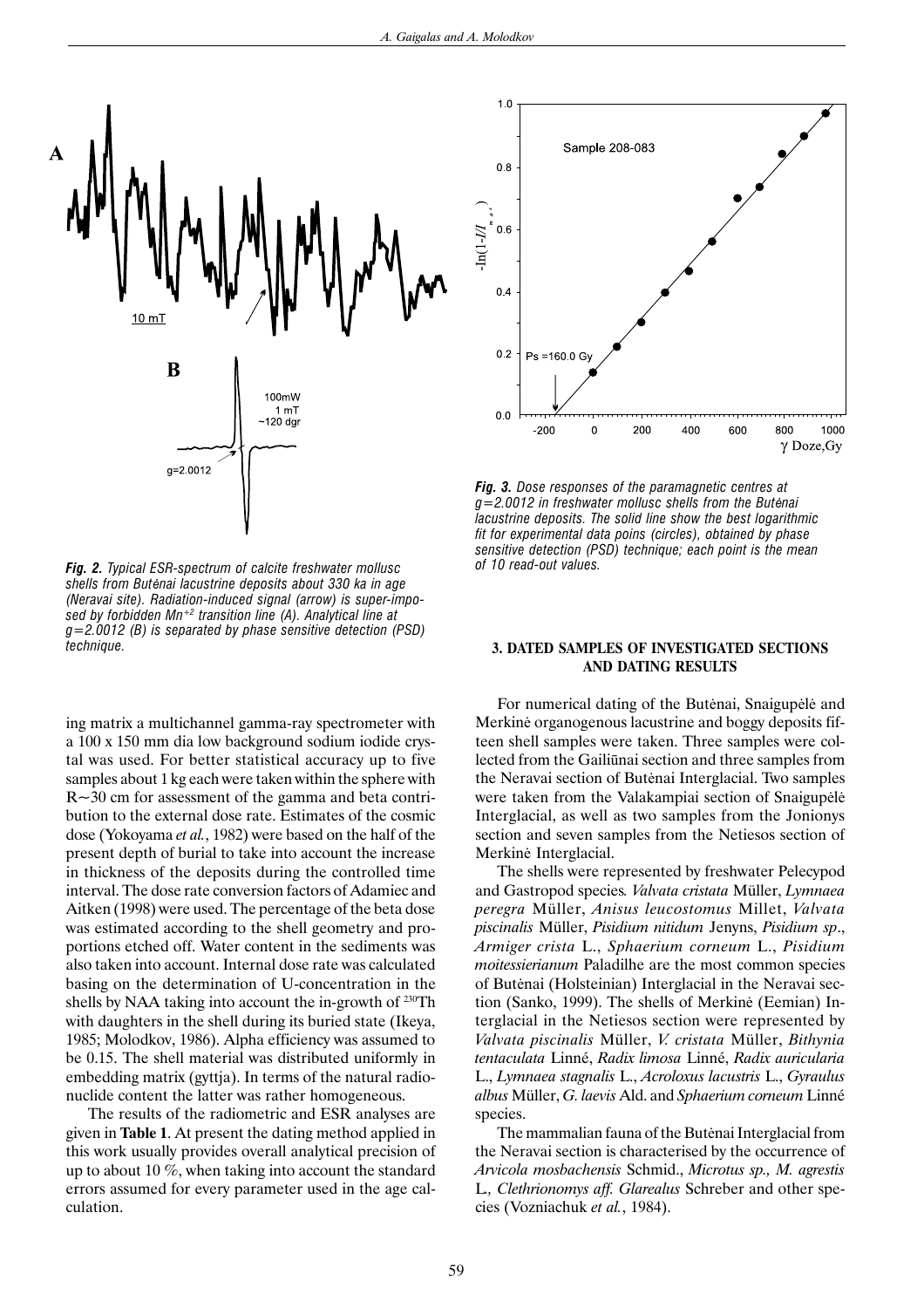**Fig. 2.** *Typical ESR-spectrum of calcite freshwater mollusc shells from Butėnai lacustrine deposits about 330 ka in age (Neravai site). Radiation-induced signal (arrow) is super-imposed by forbidden $Mn^{+2}$ transition line (A). Analytical line at g=2.0012 (B) is separated by phase sensitive detection (PSD) technique.*

**Fig. 3.** *Dose responses of the paramagnetic centres at g=2.0012 in freshwater mollusc shells from the Butėnai lacustrine deposits. The solid line show the best logarithmic fit for experimental data poins (circles), obtained by phase sensitive detection (PSD) technique; each point is the mean of 10 read-out values.*

ing matrix a multichannel gamma-ray spectrometer with a 100 x 150 mm dia low background sodium iodide crystal was used. For better statistical accuracy up to five samples about 1 kg each were taken within the sphere with R~30 cm for assessment of the gamma and beta contribution to the external dose rate. Estimates of the cosmic dose (Yokoyama *et al.*, 1982) were based on the half of the present depth of burial to take into account the increase in thickness of the deposits during the controlled time interval. The dose rate conversion factors of Adamiec and Aitken (1998) were used. The percentage of the beta dose was estimated according to the shell geometry and proportions etched off. Water content in the sediments was also taken into account. Internal dose rate was calculated basing on the determination of U-concentration in the shells by NAA taking into account the in-growth of $^{230}$Th with daughters in the shell during its buried state (Ikeya, 1985; Molodkov, 1986). Alpha efficiency was assumed to be 0.15. The shell material was distributed uniformly in embedding matrix (gyttja). In terms of the natural radionuclide content the latter was rather homogeneous.

The results of the radiometric and ESR analyses are given in **Table 1**. At present the dating method applied in this work usually provides overall analytical precision of up to about 10 %, when taking into account the standard errors assumed for every parameter used in the age calculation.

## 3. DATED SAMPLES OF INVESTIGATED SECTIONS AND DATING RESULTS

For numerical dating of the Butėnai, Snaigupėlė and Merkinė organogenous lacustrine and boggy deposits fifteen shell samples were taken. Three samples were collected from the Gailiūnai section and three samples from the Neravai section of Butėnai Interglacial. Two samples were taken from the Valakampiai section of Snaigupėlė Interglacial, as well as two samples from the Jonionys section and seven samples from the Netiesos section of Merkinė Interglacial.

The shells were represented by freshwater Pelecypod and Gastropod species. *Valvata cristata* Müller, *Lymnaea peregra* Müller, *Anisus leucostomus* Millet, *Valvata piscinalis* Müller, *Pisidium nitidum* Jenyns, *Pisidium sp*., *Armiger crista* L., *Sphaerium corneum* L., *Pisidium moitessierianum* Paladilhe are the most common species of Butėnai (Holsteinian) Interglacial in the Neravai section (Sanko, 1999). The shells of Merkinė (Eemian) Interglacial in the Netiesos section were represented by *Valvata piscinalis* Müller, *V. cristata* Müller, *Bithynia tentaculata* Linné, *Radix limosa* Linné, *Radix auricularia* L., *Lymnaea stagnalis* L., *Acroloxus lacustris* L., *Gyraulus albus* Müller, *G. laevis* Ald. and *Sphaerium corneum* Linné species.

The mammalian fauna of the Butėnai Interglacial from the Neravai section is characterised by the occurrence of *Arvicola mosbachensis* Schmid., *Microtus sp., M. agrestis* L*, Clethrionomys aff. Glarealus* Schreber and other species (Vozniachuk *et al.*, 1984).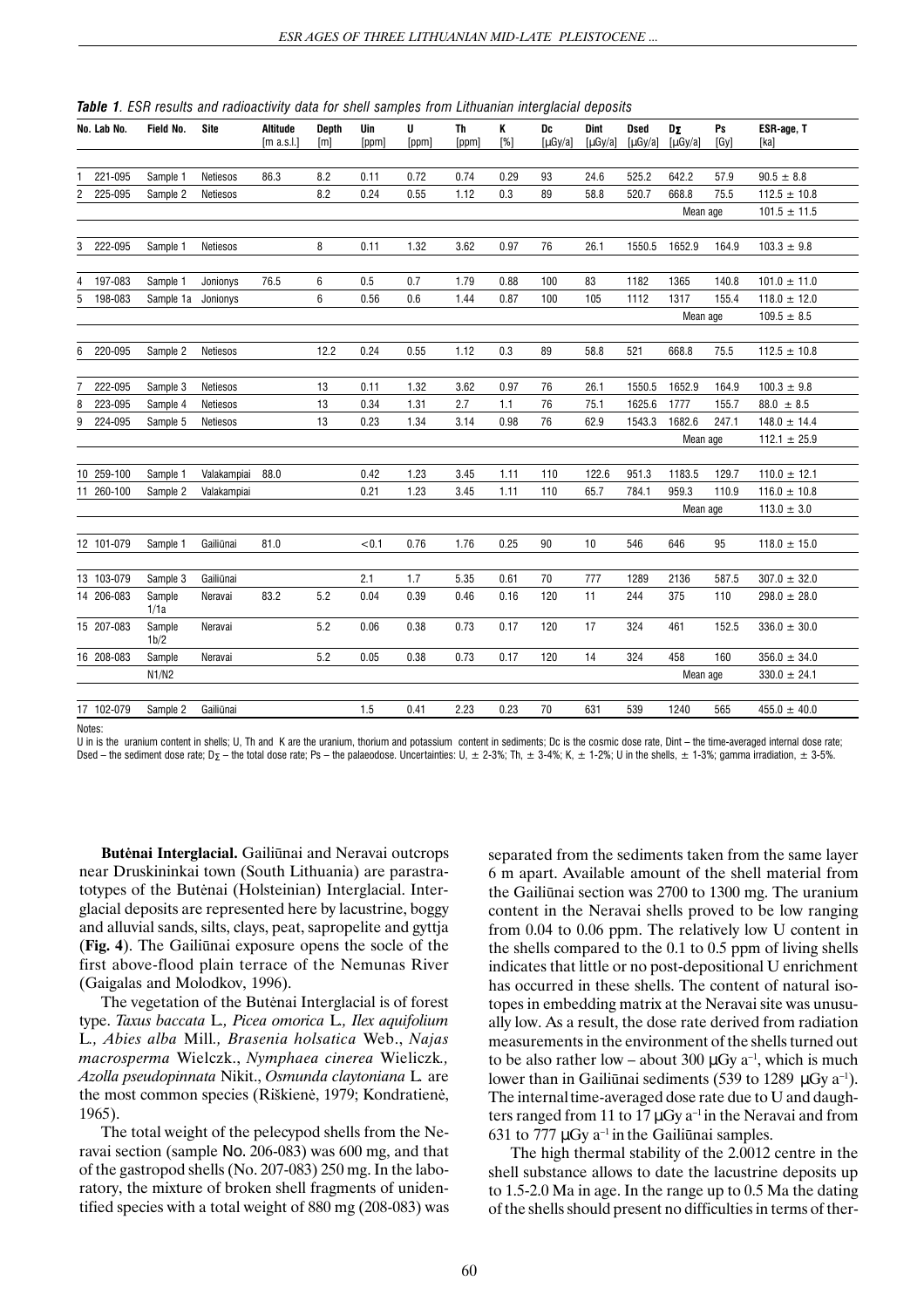***Table 1**. ESR results and radioactivity data for shell samples from Lithuanian interglacial deposits*

| No. | Lab No. | Field No. | Site | Altitude [m a.s.l.] | Depth [m] | Uin [ppm] | U [ppm] | Th [ppm] | K [%] | Dc [μGy/a] | Dint [μGy/a] | Dsed [μGy/a] | $D_\Sigma$ [μGy/a] | Ps [Gy] | ESR-age, T [ka] |
|---|---|---|---|---|---|---|---|---|---|---|---|---|---|---|---|
| 1 | 221-095 | Sample 1 | Netiesos | 86.3 | 8.2 | 0.11 | 0.72 | 0.74 | 0.29 | 93 | 24.6 | 525.2 | 642.2 | 57.9 | 90.5 ± 8.8 |
| 2 | 225-095 | Sample 2 | Netiesos | | 8.2 | 0.24 | 0.55 | 1.12 | 0.3 | 89 | 58.8 | 520.7 | 668.8 | 75.5 | 112.5 ± 10.8 |
| | | | | | | | | | | | | | Mean age | | 101.5 ± 11.5 |
| 3 | 222-095 | Sample 1 | Netiesos | | 8 | 0.11 | 1.32 | 3.62 | 0.97 | 76 | 26.1 | 1550.5 | 1652.9 | 164.9 | 103.3 ± 9.8 |
| 4 | 197-083 | Sample 1 | Jonionys | 76.5 | 6 | 0.5 | 0.7 | 1.79 | 0.88 | 100 | 83 | 1182 | 1365 | 140.8 | 101.0 ± 11.0 |
| 5 | 198-083 | Sample 1a | Jonionys | | 6 | 0.56 | 0.6 | 1.44 | 0.87 | 100 | 105 | 1112 | 1317 | 155.4 | 118.0 ± 12.0 |
| | | | | | | | | | | | | | Mean age | | 109.5 ± 8.5 |
| 6 | 220-095 | Sample 2 | Netiesos | | 12.2 | 0.24 | 0.55 | 1.12 | 0.3 | 89 | 58.8 | 521 | 668.8 | 75.5 | 112.5 ± 10.8 |
| 7 | 222-095 | Sample 3 | Netiesos | | 13 | 0.11 | 1.32 | 3.62 | 0.97 | 76 | 26.1 | 1550.5 | 1652.9 | 164.9 | 100.3 ± 9.8 |
| 8 | 223-095 | Sample 4 | Netiesos | | 13 | 0.34 | 1.31 | 2.7 | 1.1 | 76 | 75.1 | 1625.6 | 1777 | 155.7 | 88.0 ± 8.5 |
| 9 | 224-095 | Sample 5 | Netiesos | | 13 | 0.23 | 1.34 | 3.14 | 0.98 | 76 | 62.9 | 1543.3 | 1682.6 | 247.1 | 148.0 ± 14.4 |
| | | | | | | | | | | | | | Mean age | | 112.1 ± 25.9 |
| 10 | 259-100 | Sample 1 | Valakampiai | 88.0 | | 0.42 | 1.23 | 3.45 | 1.11 | 110 | 122.6 | 951.3 | 1183.5 | 129.7 | 110.0 ± 12.1 |
| 11 | 260-100 | Sample 2 | Valakampiai | | | 0.21 | 1.23 | 3.45 | 1.11 | 110 | 65.7 | 784.1 | 959.3 | 110.9 | 116.0 ± 10.8 |
| | | | | | | | | | | | | | Mean age | | 113.0 ± 3.0 |
| 12 | 101-079 | Sample 1 | Gailiūnai | 81.0 | | <0.1 | 0.76 | 1.76 | 0.25 | 90 | 10 | 546 | 646 | 95 | 118.0 ± 15.0 |
| 13 | 103-079 | Sample 3 | Gailiūnai | | | 2.1 | 1.7 | 5.35 | 0.61 | 70 | 777 | 1289 | 2136 | 587.5 | 307.0 ± 32.0 |
| 14 | 206-083 | Sample 1/1a | Neravai | 83.2 | 5.2 | 0.04 | 0.39 | 0.46 | 0.16 | 120 | 11 | 244 | 375 | 110 | 298.0 ± 28.0 |
| 15 | 207-083 | Sample 1b/2 | Neravai | | 5.2 | 0.06 | 0.38 | 0.73 | 0.17 | 120 | 17 | 324 | 461 | 152.5 | 336.0 ± 30.0 |
| 16 | 208-083 | Sample N1/N2 | Neravai | | 5.2 | 0.05 | 0.38 | 0.73 | 0.17 | 120 | 14 | 324 | 458 | 160 | 356.0 ± 34.0 |
| | | | | | | | | | | | | | Mean age | | 330.0 ± 24.1 |
| 17 | 102-079 | Sample 2 | Gailiūnai | | | 1.5 | 0.41 | 2.23 | 0.23 | 70 | 631 | 539 | 1240 | 565 | 455.0 ± 40.0 |

Notes:
U in is the uranium content in shells; U, Th and K are the uranium, thorium and potassium content in sediments; Dc is the cosmic dose rate, Dint – the time-averaged internal dose rate; Dsed – the sediment dose rate; $D_\Sigma$ – the total dose rate; Ps – the palaeodose. Uncertainties: U, ± 2-3%; Th, ± 3-4%; K, ± 1-2%; U in the shells, ± 1-3%; gamma irradiation, ± 3-5%.

**Butėnai Interglacial.** Gailiūnai and Neravai outcrops near Druskininkai town (South Lithuania) are parastratotypes of the Butėnai (Holsteinian) Interglacial. Interglacial deposits are represented here by lacustrine, boggy and alluvial sands, silts, clays, peat, sapropelite and gyttja (**Fig. 4**). The Gailiūnai exposure opens the socle of the first above-flood plain terrace of the Nemunas River (Gaigalas and Molodkov, 1996).

The vegetation of the Butėnai Interglacial is of forest type. *Taxus baccata* L.*, Picea omorica* L.*, Ilex aquifolium* L.*, Abies alba* Mill.*, Brasenia holsatica* Web.*, Najas macrosperma* Wielczk.*, Nymphaea cinerea* Wieliczk.*, Azolla pseudopinnata* Nikit.*, Osmunda claytoniana* L. are the most common species (Riškienė, 1979; Kondratienė, 1965).

The total weight of the pelecypod shells from the Neravai section (sample No. 206-083) was 600 mg, and that of the gastropod shells (No. 207-083) 250 mg. In the laboratory, the mixture of broken shell fragments of unidentified species with a total weight of 880 mg (208-083) was separated from the sediments taken from the same layer 6 m apart. Available amount of the shell material from the Gailiūnai section was 2700 to 1300 mg. The uranium content in the Neravai shells proved to be low ranging from 0.04 to 0.06 ppm. The relatively low U content in the shells compared to the 0.1 to 0.5 ppm of living shells indicates that little or no post-depositional U enrichment has occurred in these shells. The content of natural isotopes in embedding matrix at the Neravai site was unusually low. As a result, the dose rate derived from radiation measurements in the environment of the shells turned out to be also rather low – about 300 μGy $a^{-1}$, which is much lower than in Gailiūnai sediments (539 to 1289 μGy $a^{-1}$). The internal time-averaged dose rate due to U and daughters ranged from 11 to 17 μGy $a^{-1}$ in the Neravai and from 631 to 777 μGy $a^{-1}$ in the Gailiūnai samples.

The high thermal stability of the 2.0012 centre in the shell substance allows to date the lacustrine deposits up to 1.5-2.0 Ma in age. In the range up to 0.5 Ma the dating of the shells should present no difficulties in terms of ther-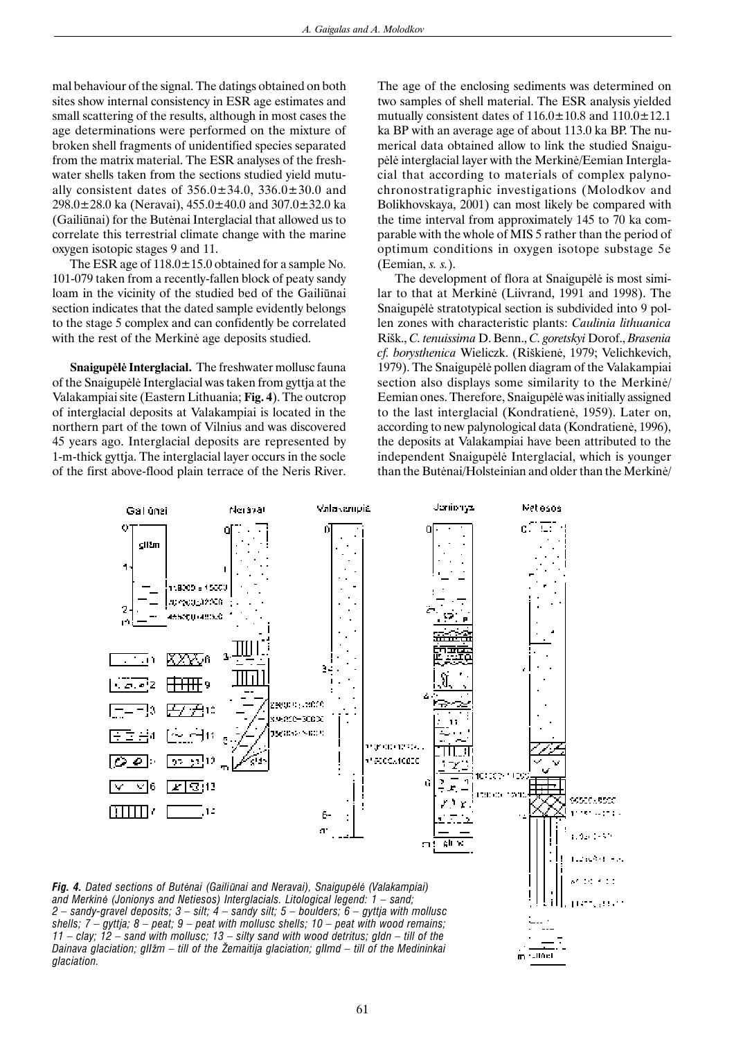mal behaviour of the signal. The datings obtained on both sites show internal consistency in ESR age estimates and small scattering of the results, although in most cases the age determinations were performed on the mixture of broken shell fragments of unidentified species separated from the matrix material. The ESR analyses of the freshwater shells taken from the sections studied yield mutually consistent dates of 356.0±34.0, 336.0±30.0 and 298.0±28.0 ka (Neravai), 455.0±40.0 and 307.0±32.0 ka (Gailiūnai) for the Butėnai Interglacial that allowed us to correlate this terrestrial climate change with the marine oxygen isotopic stages 9 and 11.

The ESR age of 118.0±15.0 obtained for a sample No. 101-079 taken from a recently-fallen block of peaty sandy loam in the vicinity of the studied bed of the Gailiūnai section indicates that the dated sample evidently belongs to the stage 5 complex and can confidently be correlated with the rest of the Merkinė age deposits studied.

**Snaigupėlė Interglacial.** The freshwater mollusc fauna of the Snaigupėlė Interglacial was taken from gyttja at the Valakampiai site (Eastern Lithuania; **Fig. 4**). The outcrop of interglacial deposits at Valakampiai is located in the northern part of the town of Vilnius and was discovered 45 years ago. Interglacial deposits are represented by 1-m-thick gyttja. The interglacial layer occurs in the socle of the first above-flood plain terrace of the Neris River. The age of the enclosing sediments was determined on two samples of shell material. The ESR analysis yielded mutually consistent dates of 116.0±10.8 and 110.0±12.1 ka BP with an average age of about 113.0 ka BP. The numerical data obtained allow to link the studied Snaigupėlė interglacial layer with the Merkinė/Eemian Interglacial that according to materials of complex palynochronostratigraphic investigations (Molodkov and Bolikhovskaya, 2001) can most likely be compared with the time interval from approximately 145 to 70 ka comparable with the whole of MIS 5 rather than the period of optimum conditions in oxygen isotope substage 5e (Eemian, *s. s.*).

The development of flora at Snaigupėlė is most similar to that at Merkinė (Liivrand, 1991 and 1998). The Snaigupėlė stratotypical section is subdivided into 9 pollen zones with characteristic plants: *Caulinia lithuanica* Rišk., *C. tenuissima* D. Benn., *C. goretskyi* Dorof., *Brasenia cf. borysthenica* Wieliczk. (Riškienė, 1979; Velichkevich, 1979). The Snaigupėlė pollen diagram of the Valakampiai section also displays some similarity to the Merkinė/Eemian ones. Therefore, Snaigupėlė was initially assigned to the last interglacial (Kondratienė, 1959). Later on, according to new palynological data (Kondratienė, 1996), the deposits at Valakampiai have been attributed to the independent Snaigupėlė Interglacial, which is younger than the Butėnai/Holsteinian and older than the Merkinė/

***Fig. 4.*** *Dated sections of Butėnai (Gailiūnai and Neravai), Snaigupėlė (Valakampiai) and Merkinė (Jonionys and Netiesos) Interglacials. Litological legend: 1 – sand; 2 – sandy-gravel deposits; 3 – silt; 4 – sandy silt; 5 – boulders; 6 – gyttja with mollusc shells; 7 – gyttja; 8 – peat; 9 – peat with mollusc shells; 10 – peat with wood remains; 11 – clay; 12 – sand with mollusc; 13 – silty sand with wood detritus; gIdn – till of the Dainava glaciation; gIIžm – till of the Žemaitija glaciation; gIImd – till of the Medininkai glaciation.*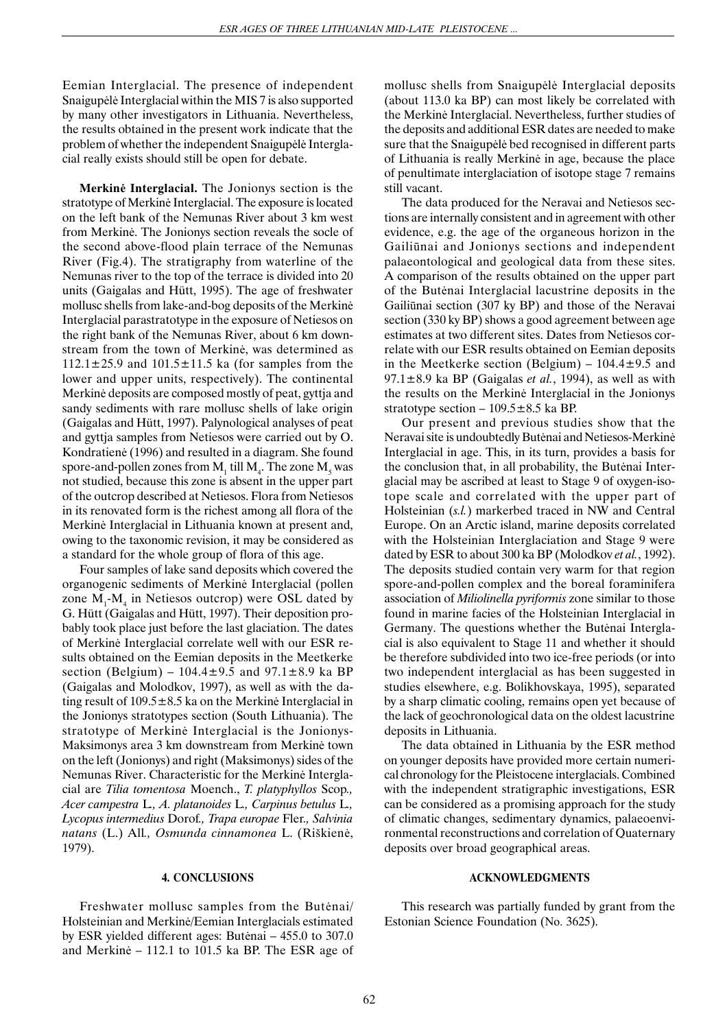Eemian Interglacial. The presence of independent Snaigupėlė Interglacial within the MIS 7 is also supported by many other investigators in Lithuania. Nevertheless, the results obtained in the present work indicate that the problem of whether the independent Snaigupėlė Interglacial really exists should still be open for debate.

**Merkinė Interglacial.** The Jonionys section is the stratotype of Merkinė Interglacial. The exposure is located on the left bank of the Nemunas River about 3 km west from Merkinė. The Jonionys section reveals the socle of the second above-flood plain terrace of the Nemunas River (Fig.4). The stratigraphy from waterline of the Nemunas river to the top of the terrace is divided into 20 units (Gaigalas and Hütt, 1995). The age of freshwater mollusc shells from lake-and-bog deposits of the Merkinė Interglacial parastratotype in the exposure of Netiesos on the right bank of the Nemunas River, about 6 km downstream from the town of Merkinė, was determined as $112.1\pm25.9$ and $101.5\pm11.5$ ka (for samples from the lower and upper units, respectively). The continental Merkinė deposits are composed mostly of peat, gyttja and sandy sediments with rare mollusc shells of lake origin (Gaigalas and Hütt, 1997). Palynological analyses of peat and gyttja samples from Netiesos were carried out by O. Kondratienė (1996) and resulted in a diagram. She found spore-and-pollen zones from $M_1$ till $M_4$. The zone $M_5$ was not studied, because this zone is absent in the upper part of the outcrop described at Netiesos. Flora from Netiesos in its renovated form is the richest among all flora of the Merkinė Interglacial in Lithuania known at present and, owing to the taxonomic revision, it may be considered as a standard for the whole group of flora of this age.

Four samples of lake sand deposits which covered the organogenic sediments of Merkinė Interglacial (pollen zone $M_1$-$M_4$ in Netiesos outcrop) were OSL dated by G. Hütt (Gaigalas and Hütt, 1997). Their deposition probably took place just before the last glaciation. The dates of Merkinė Interglacial correlate well with our ESR results obtained on the Eemian deposits in the Meetkerke section (Belgium) – $104.4\pm9.5$ and $97.1\pm8.9$ ka BP (Gaigalas and Molodkov, 1997), as well as with the dating result of $109.5\pm8.5$ ka on the Merkinė Interglacial in the Jonionys stratotypes section (South Lithuania). The stratotype of Merkinė Interglacial is the Jonionys-Maksimonys area 3 km downstream from Merkinė town on the left (Jonionys) and right (Maksimonys) sides of the Nemunas River. Characteristic for the Merkinė Interglacial are *Tilia tomentosa* Moench., *T. platyphyllos* Scop., *Acer campestra* L., *A. platanoides* L., *Carpinus betulus* L., *Lycopus intermedius* Dorof., *Trapa europae* Fler., *Salvinia natans* (L.) All., *Osmunda cinnamonea* L. (Riškienė, 1979).

## 4. CONCLUSIONS

Freshwater mollusc samples from the Butėnai/Holsteinian and Merkinė/Eemian Interglacials estimated by ESR yielded different ages: Butėnai – 455.0 to 307.0 and Merkinė – 112.1 to 101.5 ka BP. The ESR age of mollusc shells from Snaigupėlė Interglacial deposits (about 113.0 ka BP) can most likely be correlated with the Merkinė Interglacial. Nevertheless, further studies of the deposits and additional ESR dates are needed to make sure that the Snaigupėlė bed recognised in different parts of Lithuania is really Merkinė in age, because the place of penultimate interglaciation of isotope stage 7 remains still vacant.

The data produced for the Neravai and Netiesos sections are internally consistent and in agreement with other evidence, e.g. the age of the organeous horizon in the Gailiūnai and Jonionys sections and independent palaeontological and geological data from these sites. A comparison of the results obtained on the upper part of the Butėnai Interglacial lacustrine deposits in the Gailiūnai section (307 ky BP) and those of the Neravai section (330 ky BP) shows a good agreement between age estimates at two different sites. Dates from Netiesos correlate with our ESR results obtained on Eemian deposits in the Meetkerke section (Belgium) – $104.4\pm9.5$ and $97.1\pm8.9$ ka BP (Gaigalas *et al.*, 1994), as well as with the results on the Merkinė Interglacial in the Jonionys stratotype section – $109.5\pm8.5$ ka BP.

Our present and previous studies show that the Neravai site is undoubtedly Butėnai and Netiesos-Merkinė Interglacial in age. This, in its turn, provides a basis for the conclusion that, in all probability, the Butėnai Interglacial may be ascribed at least to Stage 9 of oxygen-isotope scale and correlated with the upper part of Holsteinian (*s.l.*) markerbed traced in NW and Central Europe. On an Arctic island, marine deposits correlated with the Holsteinian Interglaciation and Stage 9 were dated by ESR to about 300 ka BP (Molodkov *et al.*, 1992). The deposits studied contain very warm for that region spore-and-pollen complex and the boreal foraminifera association of *Miliolinella pyriformis* zone similar to those found in marine facies of the Holsteinian Interglacial in Germany. The questions whether the Butėnai Interglacial is also equivalent to Stage 11 and whether it should be therefore subdivided into two ice-free periods (or into two independent interglacial as has been suggested in studies elsewhere, e.g. Bolikhovskaya, 1995), separated by a sharp climatic cooling, remains open yet because of the lack of geochronological data on the oldest lacustrine deposits in Lithuania.

The data obtained in Lithuania by the ESR method on younger deposits have provided more certain numerical chronology for the Pleistocene interglacials. Combined with the independent stratigraphic investigations, ESR can be considered as a promising approach for the study of climatic changes, sedimentary dynamics, palaeoenvironmental reconstructions and correlation of Quaternary deposits over broad geographical areas.

## ACKNOWLEDGMENTS

This research was partially funded by grant from the Estonian Science Foundation (No. 3625).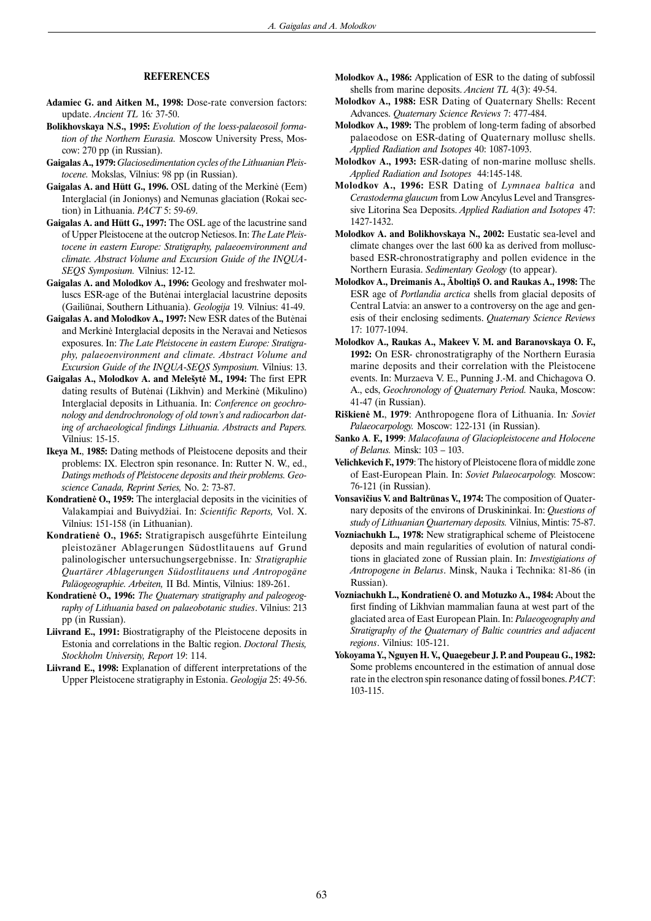## REFERENCES

**Adamiec G. and Aitken M., 1998:** Dose-rate conversion factors: update. *Ancient TL* 16*:* 37-50.

**Bolikhovskaya N.S., 1995:** *Evolution of the loess-palaeosoil formation of the Northern Eurasia.* Moscow University Press, Moscow: 270 pp (in Russian).

**Gaigalas A., 1979:** *Glaciosedimentation cycles of the Lithuanian Pleistocene.* Mokslas, Vilnius: 98 pp (in Russian).

**Gaigalas A. and Hütt G., 1996.** OSL dating of the Merkinė (Eem) Interglacial (in Jonionys) and Nemunas glaciation (Rokai section) in Lithuania. *PACT* 5: 59-69.

**Gaigalas A. and Hütt G., 1997:** The OSL age of the lacustrine sand of Upper Pleistocene at the outcrop Netiesos. In: *The Late Pleistocene in eastern Europe: Stratigraphy, palaeoenvironment and climate. Abstract Volume and Excursion Guide of the INQUA-SEQS Symposium.* Vilnius: 12-12.

**Gaigalas A. and Molodkov A., 1996:** Geology and freshwater molluscs ESR-age of the Butėnai interglacial lacustrine deposits (Gailiūnai, Southern Lithuania). *Geologija* 19*.* Vilnius: 41-49.

**Gaigalas A. and Molodkov A., 1997:** New ESR dates of the Butėnai and Merkinė Interglacial deposits in the Neravai and Netiesos exposures. In: *The Late Pleistocene in eastern Europe: Stratigraphy, palaeoenvironment and climate. Abstract Volume and Excursion Guide of the INQUA-SEQS Symposium.* Vilnius: 13.

**Gaigalas A., Molodkov A. and Melešytė M., 1994:** The first EPR dating results of Butėnai (Likhvin) and Merkinė (Mikulino) Interglacial deposits in Lithuania. In: *Conference on geochronology and dendrochronology of old town's and radiocarbon dating of archaeological findings Lithuania. Abstracts and Papers.* Vilnius: 15-15.

**Ikeya M.**, **1985:** Dating methods of Pleistocene deposits and their problems: IX. Electron spin resonance. In: Rutter N. W., ed., *Datings methods of Pleistocene deposits and their problems. Geoscience Canada, Reprint Series,* No. 2: 73-87.

**Kondratienė O., 1959:** The interglacial deposits in the vicinities of Valakampiai and Buivydžiai. In: *Scientific Reports,* Vol. X. Vilnius: 151-158 (in Lithuanian).

**Kondratienė O., 1965:** Stratigrapisch ausgeführte Einteilung pleistozäner Ablagerungen Südostlitauens auf Grund palinologischer untersuchungsergebnisse. In*: Stratigraphie Quartärer Ablagerungen Südostlitauens und Antropogäne Paläogeographie. Arbeiten,* II Bd. Mintis, Vilnius: 189-261.

**Kondratienė O., 1996:** *The Quaternary stratigraphy and paleogeography of Lithuania based on palaeobotanic studies*. Vilnius: 213 pp (in Russian).

**Liivrand E., 1991:** Biostratigraphy of the Pleistocene deposits in Estonia and correlations in the Baltic region. *Doctoral Thesis, Stockholm University, Report* 19: 114.

**Liivrand E., 1998:** Explanation of different interpretations of the Upper Pleistocene stratigraphy in Estonia. *Geologija* 25: 49-56.

**Molodkov A., 1986:** Application of ESR to the dating of subfossil shells from marine deposits. *Ancient TL* 4(3): 49-54.

**Molodkov A., 1988:** ESR Dating of Quaternary Shells: Recent Advances. *Quaternary Science Reviews* 7: 477-484.

**Molodkov A., 1989:** The problem of long-term fading of absorbed palaeodose on ESR-dating of Quaternary mollusc shells. *Applied Radiation and Isotopes* 40: 1087-1093.

**Molodkov A., 1993:** ESR-dating of non-marine mollusc shells. *Applied Radiation and Isotopes* 44:145-148.

**Molodkov A., 1996:** ESR Dating of *Lymnaea baltica* and *Cerastoderma glaucum* from Low Ancylus Level and Transgressive Litorina Sea Deposits. *Applied Radiation and Isotopes* 47: 1427-1432.

**Molodkov A. and Bolikhovskaya N., 2002:** Eustatic sea-level and climate changes over the last 600 ka as derived from mollusc-based ESR-chronostratigraphy and pollen evidence in the Northern Eurasia. *Sedimentary Geology* (to appear).

**Molodkov A., Dreimanis A., Āboltiņš O. and Raukas A., 1998:** The ESR age of *Portlandia arctica* shells from glacial deposits of Central Latvia: an answer to a controversy on the age and genesis of their enclosing sediments. *Quaternary Science Reviews* 17: 1077-1094.

**Molodkov A., Raukas A., Makeev V. M. and Baranovskaya O. F., 1992:** On ESR- chronostratigraphy of the Northern Eurasia marine deposits and their correlation with the Pleistocene events. In: Murzaeva V. E., Punning J.-M. and Chichagova O. A., eds, *Geochronology of Quaternary Period.* Nauka, Moscow: 41-47 (in Russian).

**Riškienė M.**, **1979**: Anthropogene flora of Lithuania. In*: Soviet Palaeocarpology.* Moscow: 122-131 (in Russian).

**Sanko A**. **F., 1999**: *Malacofauna of Glaciopleistocene and Holocene of Belarus.* Minsk: 103 – 103.

**Velichkevich F., 1979**: The history of Pleistocene flora of middle zone of East-European Plain. In: *Soviet Palaeocarpology.* Moscow: 76-121 (in Russian).

**Vonsavičius V. and Baltrūnas V., 1974:** The composition of Quaternary deposits of the environs of Druskininkai. In: *Questions of study of Lithuanian Quaternary deposits.* Vilnius, Mintis: 75-87.

**Vozniachukh L., 1978:** New stratigraphical scheme of Pleistocene deposits and main regularities of evolution of natural conditions in glaciated zone of Russian plain. In: *Investigiations of Antropogene in Belarus*. Minsk, Nauka i Technika: 81-86 (in Russian).

**Vozniachukh L., Kondratienė O. and Motuzko A., 1984:** About the first finding of Likhvian mammalian fauna at west part of the glaciated area of East European Plain. In: *Palaeogeography and Stratigraphy of the Quaternary of Baltic countries and adjacent regions*. Vilnius: 105-121.

**Yokoyama Y., Nguyen H. V., Quaegebeur J. P. and Poupeau G., 1982:** Some problems encountered in the estimation of annual dose rate in the electron spin resonance dating of fossil bones. *PACT*: 103-115.